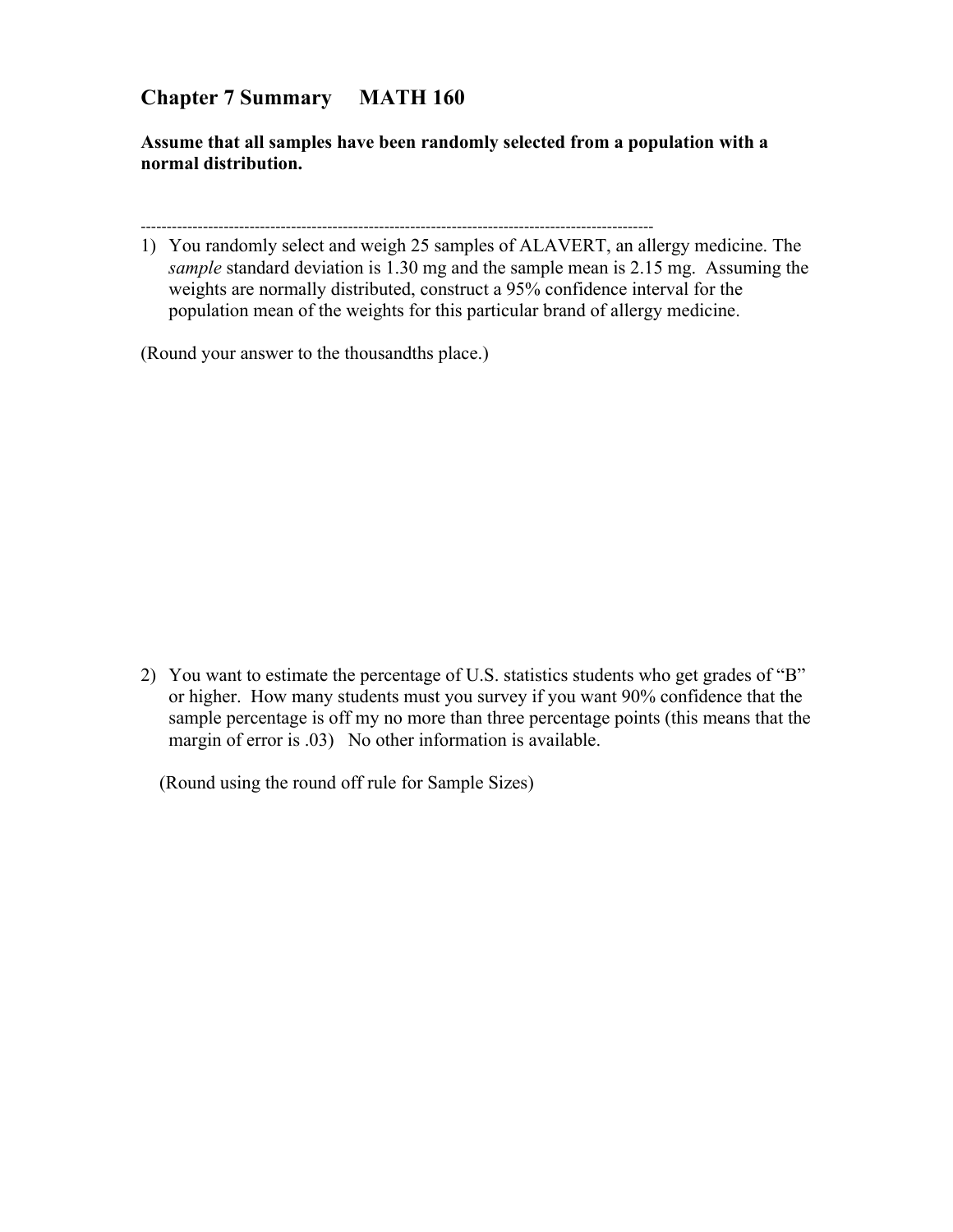# Chapter 7 Summary MATH 160

**Assume that all samples have been randomly selected from a population with a normal distribution.**

---

1) You randomly select and weigh 25 samples of ALAVERT, an allergy medicine. The *sample* standard deviation is 1.30 mg and the sample mean is 2.15 mg. Assuming the weights are normally distributed, construct a 95% confidence interval for the population mean of the weights for this particular brand of allergy medicine.

(Round your answer to the thousandths place.)

2) You want to estimate the percentage of U.S. statistics students who get grades of "B" or higher. How many students must you survey if you want 90% confidence that the sample percentage is off my no more than three percentage points (this means that the margin of error is .03) No other information is available.

(Round using the round off rule for Sample Sizes)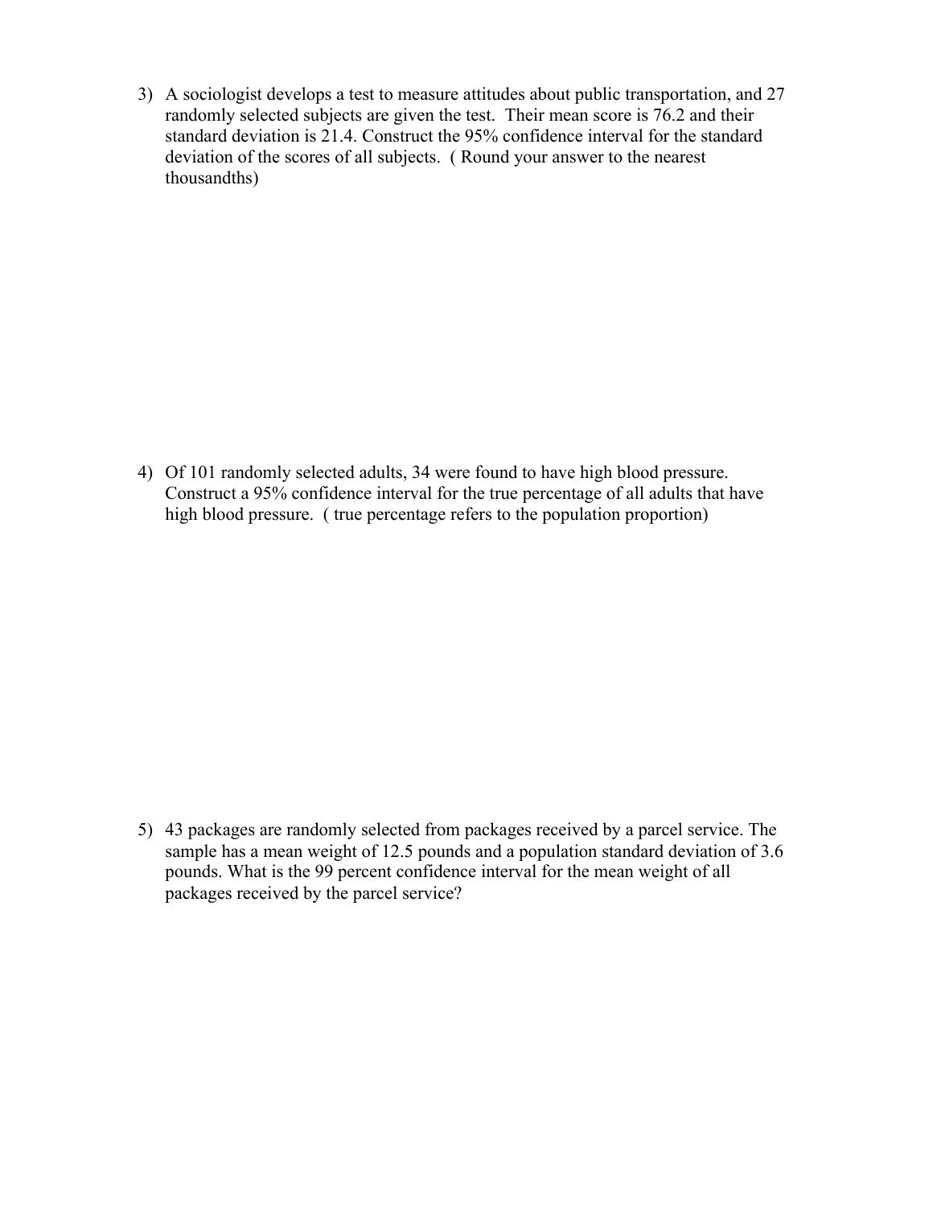3) A sociologist develops a test to measure attitudes about public transportation, and 27 randomly selected subjects are given the test. Their mean score is 76.2 and their standard deviation is 21.4. Construct the 95% confidence interval for the standard deviation of the scores of all subjects. ( Round your answer to the nearest thousandths)

4) Of 101 randomly selected adults, 34 were found to have high blood pressure. Construct a 95% confidence interval for the true percentage of all adults that have high blood pressure. ( true percentage refers to the population proportion)

5) 43 packages are randomly selected from packages received by a parcel service. The sample has a mean weight of 12.5 pounds and a population standard deviation of 3.6 pounds. What is the 99 percent confidence interval for the mean weight of all packages received by the parcel service?